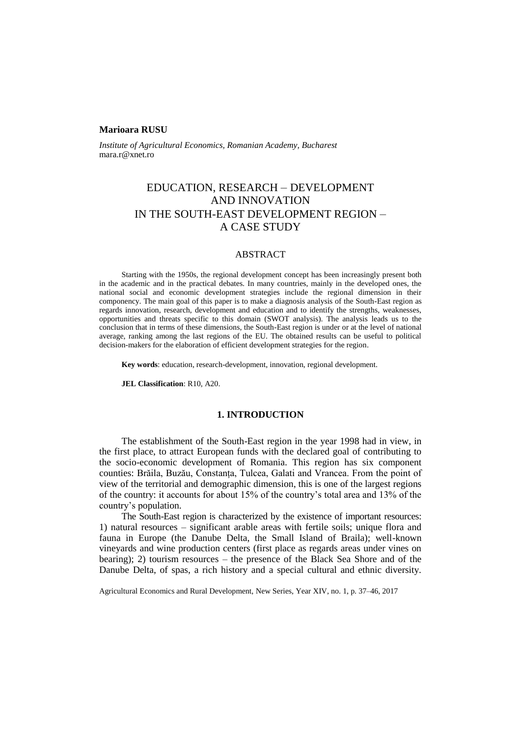**Marioara RUSU**

*Institute of Agricultural Economics, Romanian Academy, Bucharest*
mara.r@xnet.ro

# EDUCATION, RESEARCH – DEVELOPMENT AND INNOVATION IN THE SOUTH-EAST DEVELOPMENT REGION – A CASE STUDY

## ABSTRACT

Starting with the 1950s, the regional development concept has been increasingly present both in the academic and in the practical debates. In many countries, mainly in the developed ones, the national social and economic development strategies include the regional dimension in their componency. The main goal of this paper is to make a diagnosis analysis of the South-East region as regards innovation, research, development and education and to identify the strengths, weaknesses, opportunities and threats specific to this domain (SWOT analysis). The analysis leads us to the conclusion that in terms of these dimensions, the South-East region is under or at the level of national average, ranking among the last regions of the EU. The obtained results can be useful to political decision-makers for the elaboration of efficient development strategies for the region.

**Key words**: education, research-development, innovation, regional development.

**JEL Classification**: R10, A20.

## 1. INTRODUCTION

The establishment of the South-East region in the year 1998 had in view, in the first place, to attract European funds with the declared goal of contributing to the socio-economic development of Romania. This region has six component counties: Brăila, Buzău, Constanța, Tulcea, Galati and Vrancea. From the point of view of the territorial and demographic dimension, this is one of the largest regions of the country: it accounts for about 15% of the country's total area and 13% of the country's population.

The South-East region is characterized by the existence of important resources: 1) natural resources – significant arable areas with fertile soils; unique flora and fauna in Europe (the Danube Delta, the Small Island of Braila); well-known vineyards and wine production centers (first place as regards areas under vines on bearing); 2) tourism resources – the presence of the Black Sea Shore and of the Danube Delta, of spas, a rich history and a special cultural and ethnic diversity.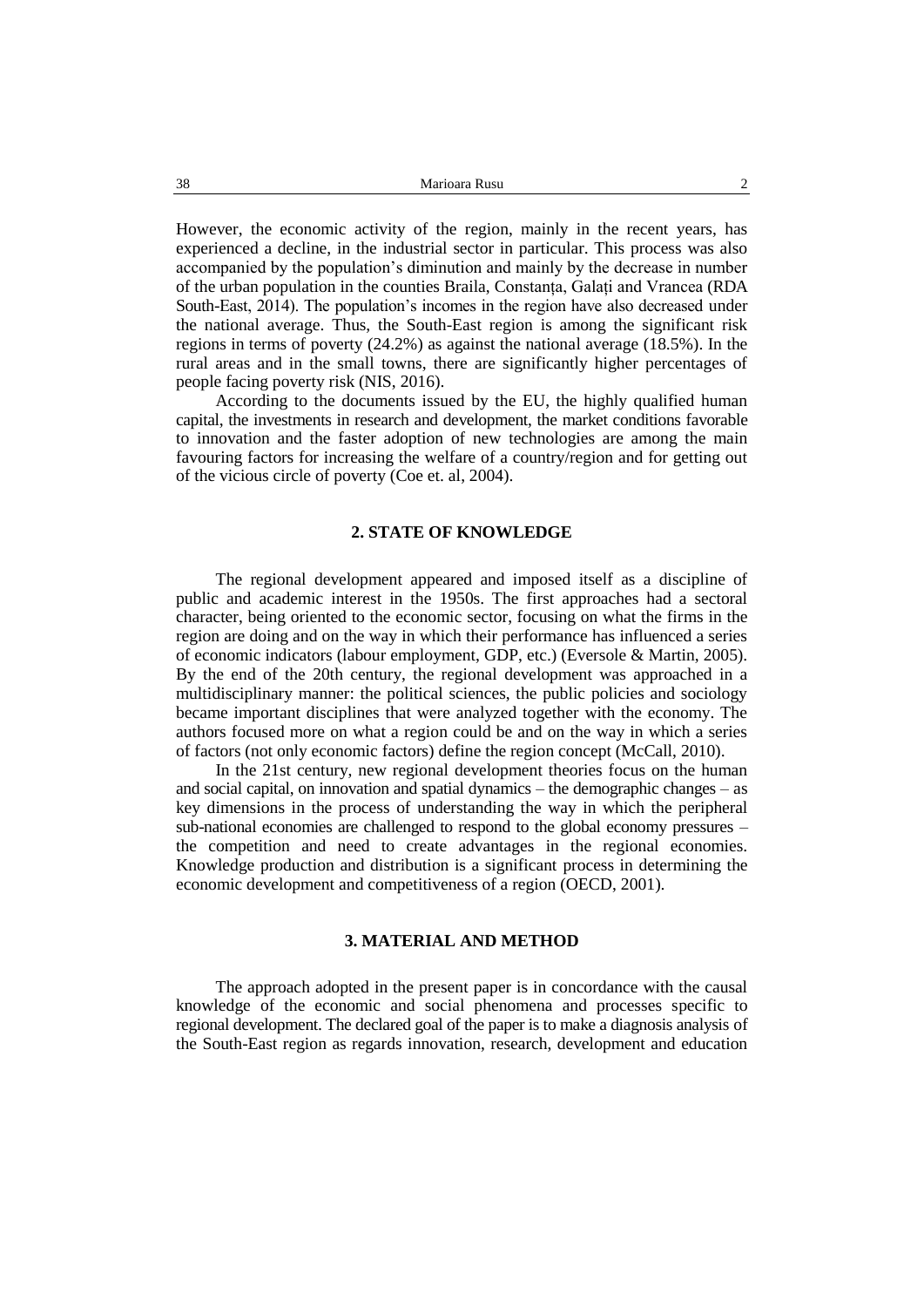However, the economic activity of the region, mainly in the recent years, has experienced a decline, in the industrial sector in particular. This process was also accompanied by the population's diminution and mainly by the decrease in number of the urban population in the counties Braila, Constanța, Galați and Vrancea (RDA South-East, 2014). The population's incomes in the region have also decreased under the national average. Thus, the South-East region is among the significant risk regions in terms of poverty (24.2%) as against the national average (18.5%). In the rural areas and in the small towns, there are significantly higher percentages of people facing poverty risk (NIS, 2016).

According to the documents issued by the EU, the highly qualified human capital, the investments in research and development, the market conditions favorable to innovation and the faster adoption of new technologies are among the main favouring factors for increasing the welfare of a country/region and for getting out of the vicious circle of poverty (Coe et. al, 2004).

## 2. STATE OF KNOWLEDGE

The regional development appeared and imposed itself as a discipline of public and academic interest in the 1950s. The first approaches had a sectoral character, being oriented to the economic sector, focusing on what the firms in the region are doing and on the way in which their performance has influenced a series of economic indicators (labour employment, GDP, etc.) (Eversole & Martin, 2005). By the end of the 20th century, the regional development was approached in a multidisciplinary manner: the political sciences, the public policies and sociology became important disciplines that were analyzed together with the economy. The authors focused more on what a region could be and on the way in which a series of factors (not only economic factors) define the region concept (McCall, 2010).

In the 21st century, new regional development theories focus on the human and social capital, on innovation and spatial dynamics – the demographic changes – as key dimensions in the process of understanding the way in which the peripheral sub-national economies are challenged to respond to the global economy pressures – the competition and need to create advantages in the regional economies. Knowledge production and distribution is a significant process in determining the economic development and competitiveness of a region (OECD, 2001).

## 3. MATERIAL AND METHOD

The approach adopted in the present paper is in concordance with the causal knowledge of the economic and social phenomena and processes specific to regional development. The declared goal of the paper is to make a diagnosis analysis of the South-East region as regards innovation, research, development and education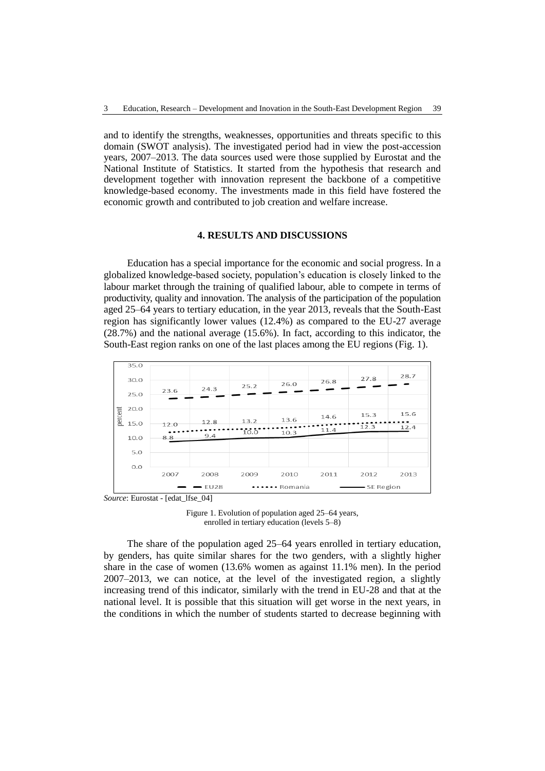and to identify the strengths, weaknesses, opportunities and threats specific to this domain (SWOT analysis). The investigated period had in view the post-accession years, 2007–2013. The data sources used were those supplied by Eurostat and the National Institute of Statistics. It started from the hypothesis that research and development together with innovation represent the backbone of a competitive knowledge-based economy. The investments made in this field have fostered the economic growth and contributed to job creation and welfare increase.

## 4. RESULTS AND DISCUSSIONS

Education has a special importance for the economic and social progress. In a globalized knowledge-based society, population's education is closely linked to the labour market through the training of qualified labour, able to compete in terms of productivity, quality and innovation. The analysis of the participation of the population aged 25–64 years to tertiary education, in the year 2013, reveals that the South-East region has significantly lower values (12.4%) as compared to the EU-27 average (28.7%) and the national average (15.6%). In fact, according to this indicator, the South-East region ranks on one of the last places among the EU regions (Fig. 1).

| percent | 2007 | 2008 | 2009 | 2010 | 2011 | 2012 | 2013 |
|---|---|---|---|---|---|---|---|
| EU28 | 23.6 | 24.3 | 25.2 | 26.0 | 26.8 | 27.8 | 28.7 |
| Romania | 12.0 | 12.8 | 13.2 | 13.6 | 14.6 | 15.3 | 15.6 |
| SE Region | 8.8 | 9.4 | 10.0 | 10.3 | 11.4 | 12.3 | 12.4 |

*Source*: Eurostat - [edat_lfse_04]

Figure 1. Evolution of population aged 25–64 years, enrolled in tertiary education (levels 5–8)

The share of the population aged 25–64 years enrolled in tertiary education, by genders, has quite similar shares for the two genders, with a slightly higher share in the case of women (13.6% women as against 11.1% men). In the period 2007–2013, we can notice, at the level of the investigated region, a slightly increasing trend of this indicator, similarly with the trend in EU-28 and that at the national level. It is possible that this situation will get worse in the next years, in the conditions in which the number of students started to decrease beginning with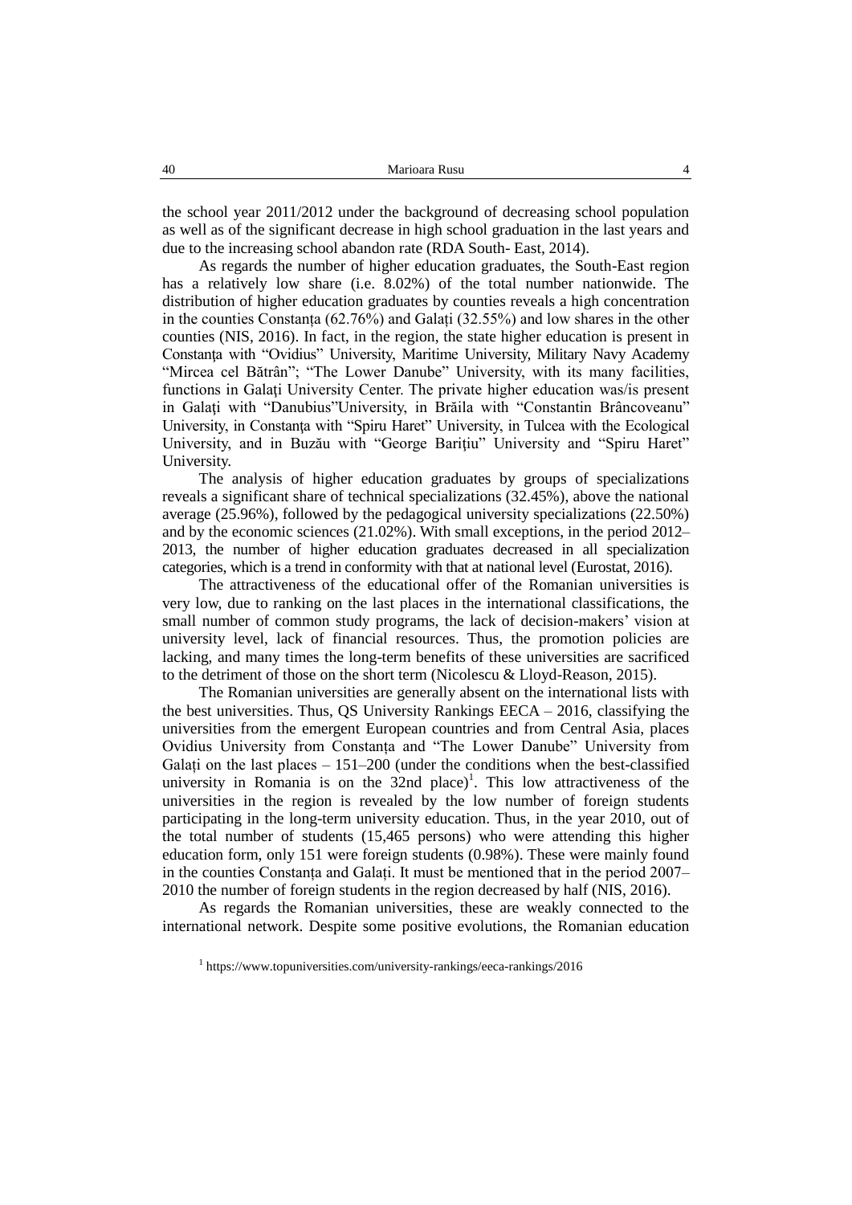the school year 2011/2012 under the background of decreasing school population as well as of the significant decrease in high school graduation in the last years and due to the increasing school abandon rate (RDA South- East, 2014).

As regards the number of higher education graduates, the South-East region has a relatively low share (i.e. 8.02%) of the total number nationwide. The distribution of higher education graduates by counties reveals a high concentration in the counties Constanța (62.76%) and Galați (32.55%) and low shares in the other counties (NIS, 2016). In fact, in the region, the state higher education is present in Constanţa with "Ovidius" University, Maritime University, Military Navy Academy "Mircea cel Bătrân"; "The Lower Danube" University, with its many facilities, functions in Galați University Center. The private higher education was/is present in Galați with "Danubius"University, in Brăila with "Constantin Brâncoveanu" University, in Constanţa with "Spiru Haret" University, in Tulcea with the Ecological University, and in Buzău with "George Bariţiu" University and "Spiru Haret" University.

The analysis of higher education graduates by groups of specializations reveals a significant share of technical specializations (32.45%), above the national average (25.96%), followed by the pedagogical university specializations (22.50%) and by the economic sciences (21.02%). With small exceptions, in the period 2012–2013, the number of higher education graduates decreased in all specialization categories, which is a trend in conformity with that at national level (Eurostat, 2016).

The attractiveness of the educational offer of the Romanian universities is very low, due to ranking on the last places in the international classifications, the small number of common study programs, the lack of decision-makers' vision at university level, lack of financial resources. Thus, the promotion policies are lacking, and many times the long-term benefits of these universities are sacrificed to the detriment of those on the short term (Nicolescu & Lloyd-Reason, 2015).

The Romanian universities are generally absent on the international lists with the best universities. Thus, QS University Rankings EECA – 2016, classifying the universities from the emergent European countries and from Central Asia, places Ovidius University from Constanța and "The Lower Danube" University from Galați on the last places – 151–200 (under the conditions when the best-classified university in Romania is on the 32nd place)[1]. This low attractiveness of the universities in the region is revealed by the low number of foreign students participating in the long-term university education. Thus, in the year 2010, out of the total number of students (15,465 persons) who were attending this higher education form, only 151 were foreign students (0.98%). These were mainly found in the counties Constanța and Galați. It must be mentioned that in the period 2007–2010 the number of foreign students in the region decreased by half (NIS, 2016).

As regards the Romanian universities, these are weakly connected to the international network. Despite some positive evolutions, the Romanian education

[1] https://www.topuniversities.com/university-rankings/eeca-rankings/2016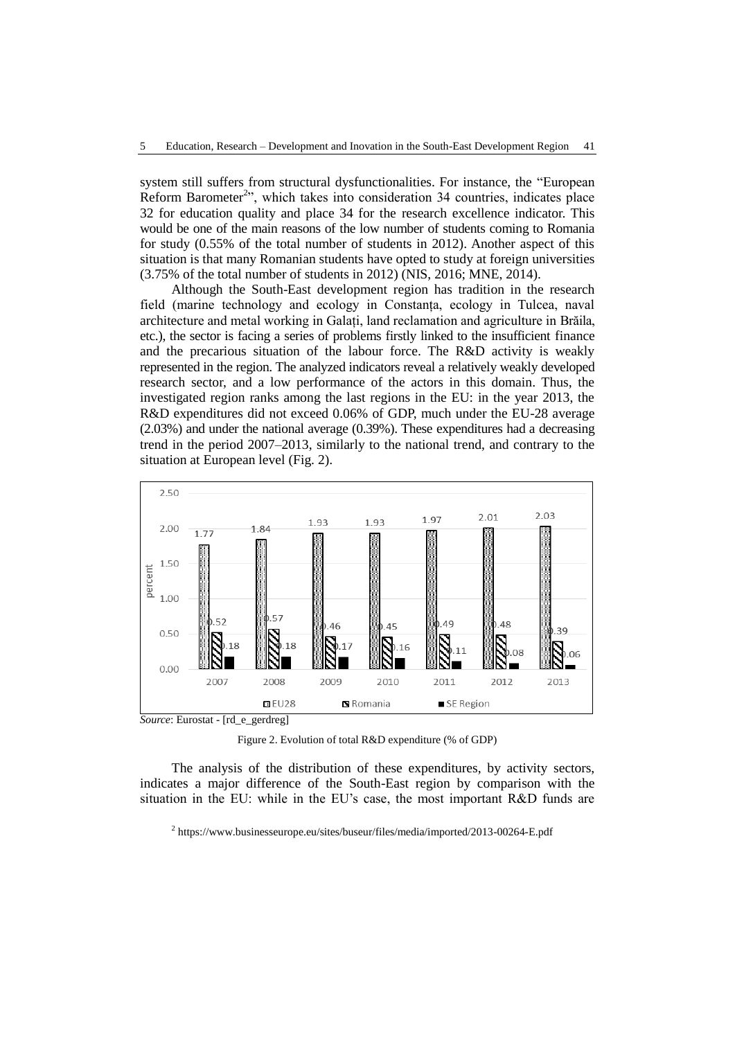system still suffers from structural dysfunctionalities. For instance, the "European Reform Barometer[2]", which takes into consideration 34 countries, indicates place 32 for education quality and place 34 for the research excellence indicator. This would be one of the main reasons of the low number of students coming to Romania for study (0.55% of the total number of students in 2012). Another aspect of this situation is that many Romanian students have opted to study at foreign universities (3.75% of the total number of students in 2012) (NIS, 2016; MNE, 2014).

Although the South-East development region has tradition in the research field (marine technology and ecology in Constanța, ecology in Tulcea, naval architecture and metal working in Galați, land reclamation and agriculture in Brăila, etc.), the sector is facing a series of problems firstly linked to the insufficient finance and the precarious situation of the labour force. The R&D activity is weakly represented in the region. The analyzed indicators reveal a relatively weakly developed research sector, and a low performance of the actors in this domain. Thus, the investigated region ranks among the last regions in the EU: in the year 2013, the R&D expenditures did not exceed 0.06% of GDP, much under the EU-28 average (2.03%) and under the national average (0.39%). These expenditures had a decreasing trend in the period 2007–2013, similarly to the national trend, and contrary to the situation at European level (Fig. 2).

| | 2007 | 2008 | 2009 | 2010 | 2011 | 2012 | 2013 |
|---|---|---|---|---|---|---|---|
| EU28 | 1.77 | 1.84 | 1.93 | 1.93 | 1.97 | 2.01 | 2.03 |
| Romania | 0.52 | 0.57 | 0.46 | 0.45 | 0.49 | 0.48 | 0.39 |
| SE Region | 0.18 | 0.18 | 0.17 | 0.16 | 0.11 | 0.08 | 0.06 |

*Source*: Eurostat - [rd_e_gerdreg]

Figure 2. Evolution of total R&D expenditure (% of GDP)

The analysis of the distribution of these expenditures, by activity sectors, indicates a major difference of the South-East region by comparison with the situation in the EU: while in the EU's case, the most important R&D funds are

[2] https://www.businesseurope.eu/sites/buseur/files/media/imported/2013-00264-E.pdf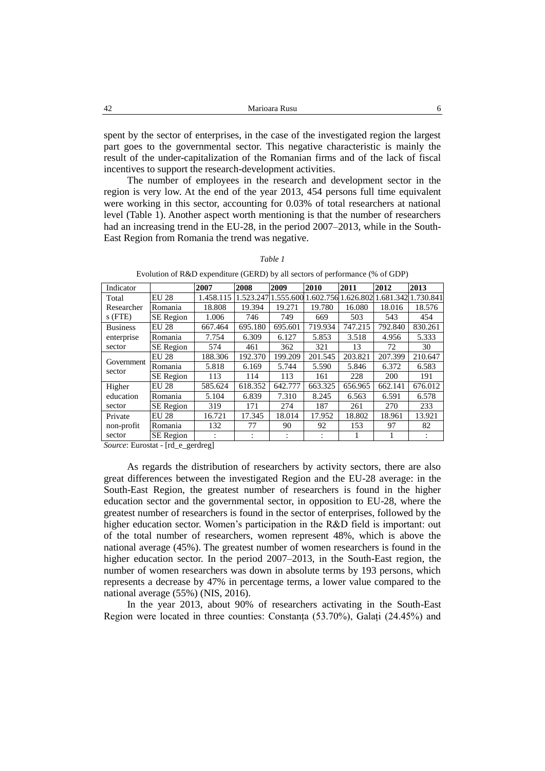spent by the sector of enterprises, in the case of the investigated region the largest part goes to the governmental sector. This negative characteristic is mainly the result of the under-capitalization of the Romanian firms and of the lack of fiscal incentives to support the research-development activities.

The number of employees in the research and development sector in the region is very low. At the end of the year 2013, 454 persons full time equivalent were working in this sector, accounting for 0.03% of total researchers at national level (Table 1). Another aspect worth mentioning is that the number of researchers had an increasing trend in the EU-28, in the period 2007–2013, while in the South-East Region from Romania the trend was negative.

*Table 1*

Evolution of R&D expenditure (GERD) by all sectors of performance (% of GDP)

| Indicator | | 2007 | 2008 | 2009 | 2010 | 2011 | 2012 | 2013 |
|---|---|---|---|---|---|---|---|---|
| Total Researchers (FTE) | EU 28 | 1.458.115 | 1.523.247 | 1.555.600 | 1.602.756 | 1.626.802 | 1.681.342 | 1.730.841 |
| | Romania | 18.808 | 19.394 | 19.271 | 19.780 | 16.080 | 18.016 | 18.576 |
| | SE Region | 1.006 | 746 | 749 | 669 | 503 | 543 | 454 |
| Business enterprise sector | EU 28 | 667.464 | 695.180 | 695.601 | 719.934 | 747.215 | 792.840 | 830.261 |
| | Romania | 7.754 | 6.309 | 6.127 | 5.853 | 3.518 | 4.956 | 5.333 |
| | SE Region | 574 | 461 | 362 | 321 | 13 | 72 | 30 |
| Government sector | EU 28 | 188.306 | 192.370 | 199.209 | 201.545 | 203.821 | 207.399 | 210.647 |
| | Romania | 5.818 | 6.169 | 5.744 | 5.590 | 5.846 | 6.372 | 6.583 |
| | SE Region | 113 | 114 | 113 | 161 | 228 | 200 | 191 |
| Higher education sector | EU 28 | 585.624 | 618.352 | 642.777 | 663.325 | 656.965 | 662.141 | 676.012 |
| | Romania | 5.104 | 6.839 | 7.310 | 8.245 | 6.563 | 6.591 | 6.578 |
| | SE Region | 319 | 171 | 274 | 187 | 261 | 270 | 233 |
| Private non-profit sector | EU 28 | 16.721 | 17.345 | 18.014 | 17.952 | 18.802 | 18.961 | 13.921 |
| | Romania | 132 | 77 | 90 | 92 | 153 | 97 | 82 |
| | SE Region | : | : | : | : | 1 | 1 | : |

*Source*: Eurostat - [rd_e_gerdreg]

As regards the distribution of researchers by activity sectors, there are also great differences between the investigated Region and the EU-28 average: in the South-East Region, the greatest number of researchers is found in the higher education sector and the governmental sector, in opposition to EU-28, where the greatest number of researchers is found in the sector of enterprises, followed by the higher education sector. Women's participation in the R&D field is important: out of the total number of researchers, women represent 48%, which is above the national average (45%). The greatest number of women researchers is found in the higher education sector. In the period 2007–2013, in the South-East region, the number of women researchers was down in absolute terms by 193 persons, which represents a decrease by 47% in percentage terms, a lower value compared to the national average (55%) (NIS, 2016).

In the year 2013, about 90% of researchers activating in the South-East Region were located in three counties: Constanța (53.70%), Galați (24.45%) and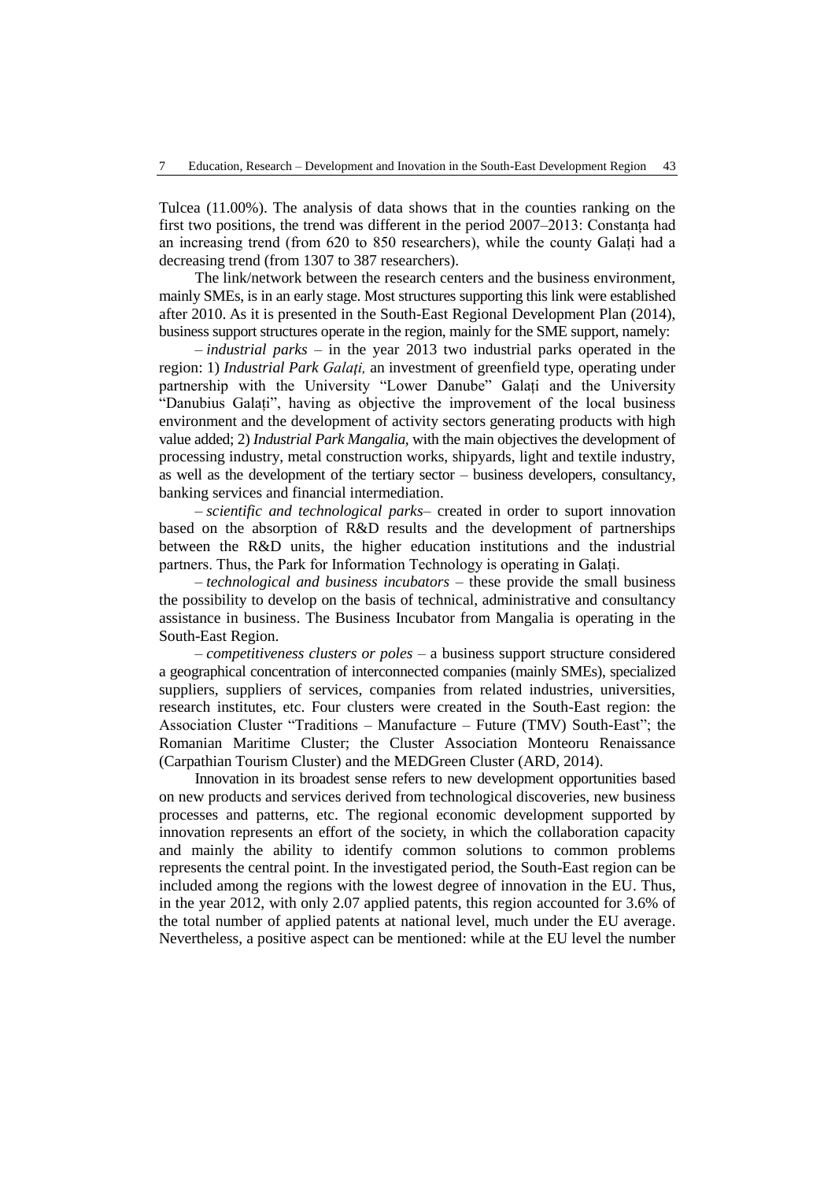Tulcea (11.00%). The analysis of data shows that in the counties ranking on the first two positions, the trend was different in the period 2007–2013: Constanța had an increasing trend (from 620 to 850 researchers), while the county Galați had a decreasing trend (from 1307 to 387 researchers).

The link/network between the research centers and the business environment, mainly SMEs, is in an early stage. Most structures supporting this link were established after 2010. As it is presented in the South-East Regional Development Plan (2014), business support structures operate in the region, mainly for the SME support, namely:

– *industrial parks* – in the year 2013 two industrial parks operated in the region: 1) *Industrial Park Galați,* an investment of greenfield type, operating under partnership with the University "Lower Danube" Galați and the University "Danubius Galați", having as objective the improvement of the local business environment and the development of activity sectors generating products with high value added; 2) *Industrial Park Mangalia*, with the main objectives the development of processing industry, metal construction works, shipyards, light and textile industry, as well as the development of the tertiary sector – business developers, consultancy, banking services and financial intermediation.

– *scientific and technological parks*– created in order to suport innovation based on the absorption of R&D results and the development of partnerships between the R&D units, the higher education institutions and the industrial partners. Thus, the Park for Information Technology is operating in Galați.

– *technological and business incubators* – these provide the small business the possibility to develop on the basis of technical, administrative and consultancy assistance in business. The Business Incubator from Mangalia is operating in the South-East Region.

– *competitiveness clusters or poles* – a business support structure considered a geographical concentration of interconnected companies (mainly SMEs), specialized suppliers, suppliers of services, companies from related industries, universities, research institutes, etc. Four clusters were created in the South-East region: the Association Cluster "Traditions – Manufacture – Future (TMV) South-East"; the Romanian Maritime Cluster; the Cluster Association Monteoru Renaissance (Carpathian Tourism Cluster) and the MEDGreen Cluster (ARD, 2014).

Innovation in its broadest sense refers to new development opportunities based on new products and services derived from technological discoveries, new business processes and patterns, etc. The regional economic development supported by innovation represents an effort of the society, in which the collaboration capacity and mainly the ability to identify common solutions to common problems represents the central point. In the investigated period, the South-East region can be included among the regions with the lowest degree of innovation in the EU. Thus, in the year 2012, with only 2.07 applied patents, this region accounted for 3.6% of the total number of applied patents at national level, much under the EU average. Nevertheless, a positive aspect can be mentioned: while at the EU level the number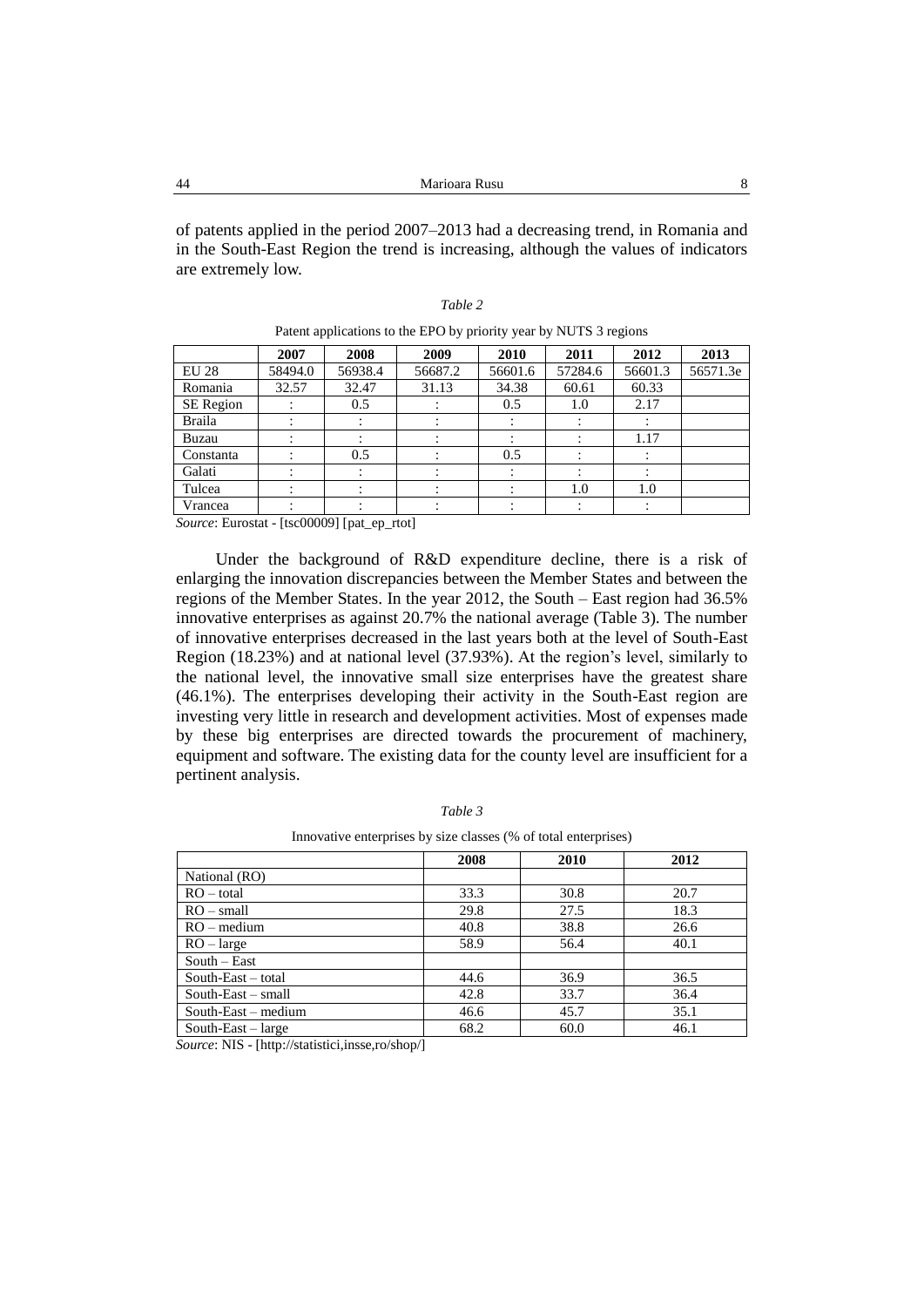of patents applied in the period 2007–2013 had a decreasing trend, in Romania and in the South-East Region the trend is increasing, although the values of indicators are extremely low.

*Table 2*

Patent applications to the EPO by priority year by NUTS 3 regions

| | 2007 | 2008 | 2009 | 2010 | 2011 | 2012 | 2013 |
|---|---|---|---|---|---|---|---|
| EU 28 | 58494.0 | 56938.4 | 56687.2 | 56601.6 | 57284.6 | 56601.3 | 56571.3e |
| Romania | 32.57 | 32.47 | 31.13 | 34.38 | 60.61 | 60.33 | |
| SE Region | : | 0.5 | : | 0.5 | 1.0 | 2.17 | |
| Braila | : | : | : | : | : | : | |
| Buzau | : | : | : | : | : | 1.17 | |
| Constanta | : | 0.5 | : | 0.5 | : | : | |
| Galati | : | : | : | : | : | : | |
| Tulcea | : | : | : | : | 1.0 | 1.0 | |
| Vrancea | : | : | : | : | : | : | |

*Source*: Eurostat - [tsc00009] [pat_ep_rtot]

Under the background of R&D expenditure decline, there is a risk of enlarging the innovation discrepancies between the Member States and between the regions of the Member States. In the year 2012, the South – East region had 36.5% innovative enterprises as against 20.7% the national average (Table 3). The number of innovative enterprises decreased in the last years both at the level of South-East Region (18.23%) and at national level (37.93%). At the region's level, similarly to the national level, the innovative small size enterprises have the greatest share (46.1%). The enterprises developing their activity in the South-East region are investing very little in research and development activities. Most of expenses made by these big enterprises are directed towards the procurement of machinery, equipment and software. The existing data for the county level are insufficient for a pertinent analysis.

*Table 3*

Innovative enterprises by size classes (% of total enterprises)

| | 2008 | 2010 | 2012 |
|---|---|---|---|
| National (RO) | | | |
| RO – total | 33.3 | 30.8 | 20.7 |
| RO – small | 29.8 | 27.5 | 18.3 |
| RO – medium | 40.8 | 38.8 | 26.6 |
| RO – large | 58.9 | 56.4 | 40.1 |
| South – East | | | |
| South-East – total | 44.6 | 36.9 | 36.5 |
| South-East – small | 42.8 | 33.7 | 36.4 |
| South-East – medium | 46.6 | 45.7 | 35.1 |
| South-East – large | 68.2 | 60.0 | 46.1 |

*Source*: NIS - [http://statistici,insse,ro/shop/]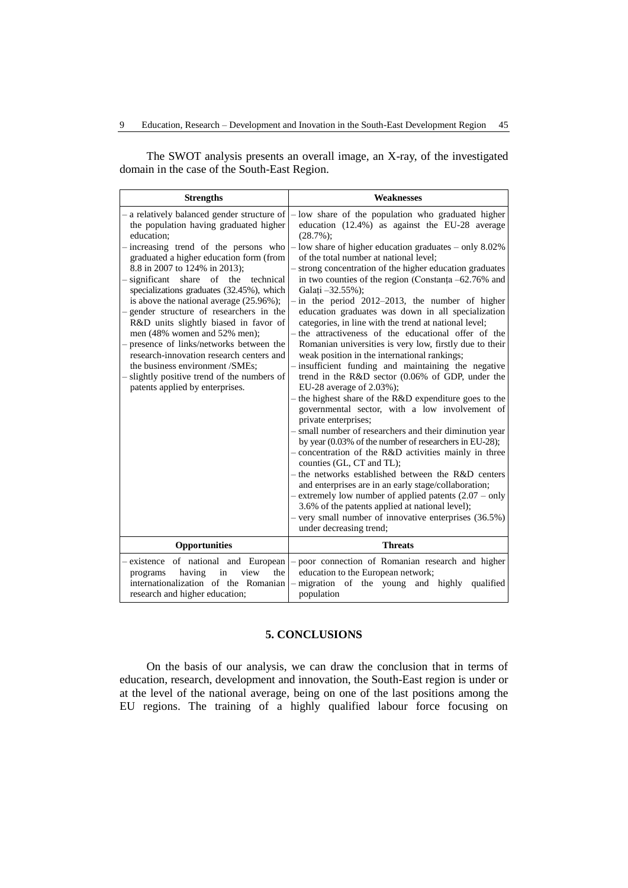The SWOT analysis presents an overall image, an X-ray, of the investigated domain in the case of the South-East Region.

| Strengths | Weaknesses |
| --- | --- |
| – a relatively balanced gender structure of the population having graduated higher education;<br>– increasing trend of the persons who graduated a higher education form (from 8.8 in 2007 to 124% in 2013);<br>– significant share of the technical specializations graduates (32.45%), which is above the national average (25.96%);<br>– gender structure of researchers in the R&D units slightly biased in favor of men (48% women and 52% men);<br>– presence of links/networks between the research-innovation research centers and the business environment /SMEs;<br>– slightly positive trend of the numbers of patents applied by enterprises. | – low share of the population who graduated higher education (12.4%) as against the EU-28 average (28.7%);<br>– low share of higher education graduates – only 8.02% of the total number at national level;<br>– strong concentration of the higher education graduates in two counties of the region (Constanța –62.76% and Galați –32.55%);<br>– in the period 2012–2013, the number of higher education graduates was down in all specialization categories, in line with the trend at national level;<br>– the attractiveness of the educational offer of the Romanian universities is very low, firstly due to their weak position in the international rankings;<br>– insufficient funding and maintaining the negative trend in the R&D sector (0.06% of GDP, under the EU-28 average of 2.03%);<br>– the highest share of the R&D expenditure goes to the governmental sector, with a low involvement of private enterprises;<br>– small number of researchers and their diminution year by year (0.03% of the number of researchers in EU-28);<br>– concentration of the R&D activities mainly in three counties (GL, CT and TL);<br>– the networks established between the R&D centers and enterprises are in an early stage/collaboration;<br>– extremely low number of applied patents (2.07 – only 3.6% of the patents applied at national level);<br>– very small number of innovative enterprises (36.5%) under decreasing trend; |
| **Opportunities** | **Threats** |
| – existence of national and European programs having in view the internationalization of the Romanian research and higher education; | – poor connection of Romanian research and higher education to the European network;<br>– migration of the young and highly qualified population |

## 5. CONCLUSIONS

On the basis of our analysis, we can draw the conclusion that in terms of education, research, development and innovation, the South-East region is under or at the level of the national average, being on one of the last positions among the EU regions. The training of a highly qualified labour force focusing on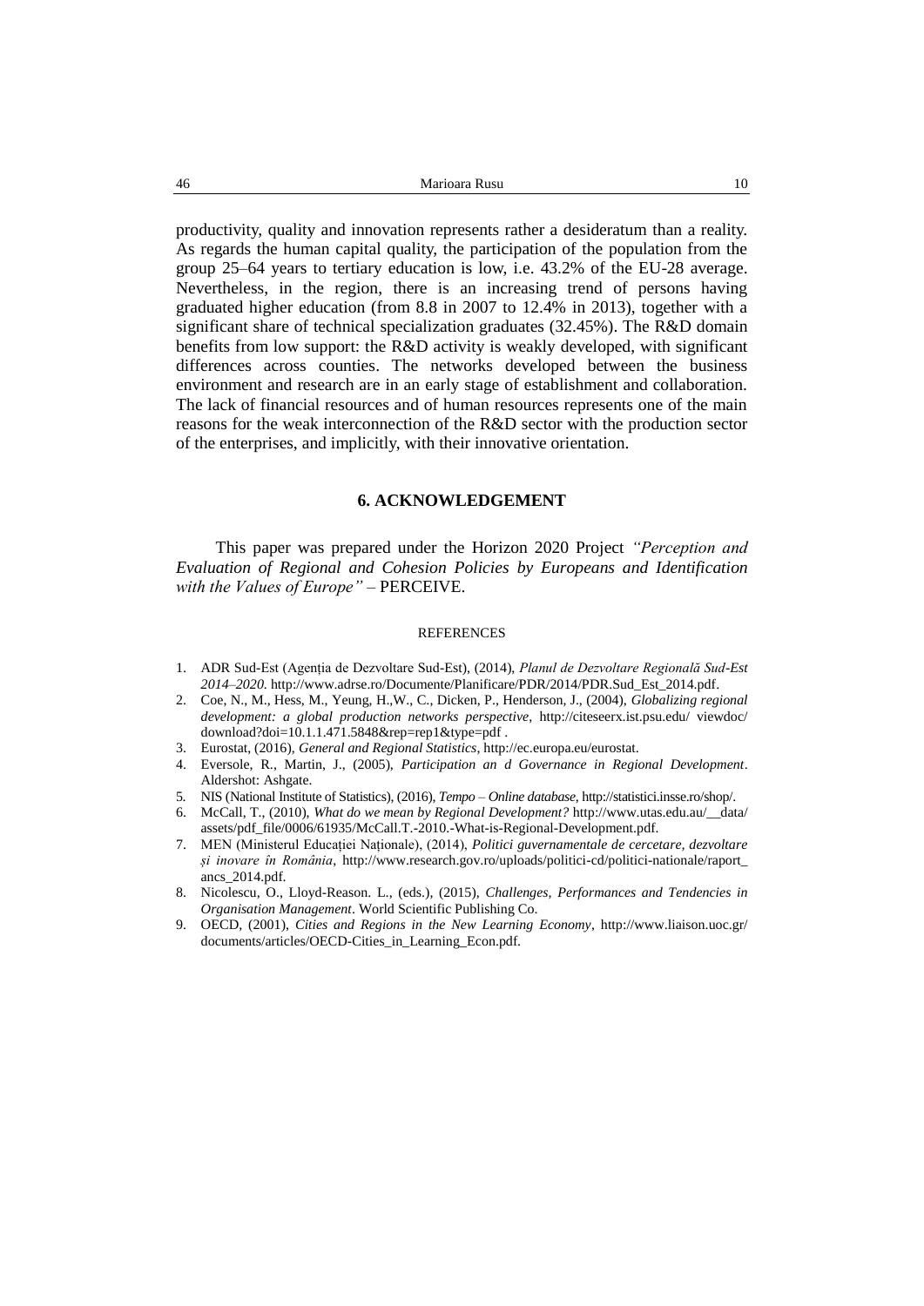productivity, quality and innovation represents rather a desideratum than a reality. As regards the human capital quality, the participation of the population from the group 25–64 years to tertiary education is low, i.e. 43.2% of the EU-28 average. Nevertheless, in the region, there is an increasing trend of persons having graduated higher education (from 8.8 in 2007 to 12.4% in 2013), together with a significant share of technical specialization graduates (32.45%). The R&D domain benefits from low support: the R&D activity is weakly developed, with significant differences across counties. The networks developed between the business environment and research are in an early stage of establishment and collaboration. The lack of financial resources and of human resources represents one of the main reasons for the weak interconnection of the R&D sector with the production sector of the enterprises, and implicitly, with their innovative orientation.

## 6. ACKNOWLEDGEMENT

This paper was prepared under the Horizon 2020 Project *"Perception and Evaluation of Regional and Cohesion Policies by Europeans and Identification with the Values of Europe"* – PERCEIVE.

### REFERENCES

1. ADR Sud-Est (Agenția de Dezvoltare Sud-Est), (2014), *Planul de Dezvoltare Regională Sud-Est 2014–2020*. http://www.adrse.ro/Documente/Planificare/PDR/2014/PDR.Sud_Est_2014.pdf.
2. Coe, N., M., Hess, M., Yeung, H.,W., C., Dicken, P., Henderson, J., (2004), *Globalizing regional development: a global production networks perspective*, http://citeseerx.ist.psu.edu/ viewdoc/ download?doi=10.1.1.471.5848&rep=rep1&type=pdf .
3. Eurostat, (2016), *General and Regional Statistics*, http://ec.europa.eu/eurostat.
4. Eversole, R., Martin, J., (2005), *Participation an d Governance in Regional Development*. Aldershot: Ashgate.
5. NIS (National Institute of Statistics), (2016), *Tempo – Online database*, http://statistici.insse.ro/shop/.
6. McCall, T., (2010), *What do we mean by Regional Development?* http://www.utas.edu.au/__data/ assets/pdf_file/0006/61935/McCall.T.-2010.-What-is-Regional-Development.pdf.
7. MEN (Ministerul Educației Naționale), (2014), *Politici guvernamentale de cercetare, dezvoltare și inovare în România*, http://www.research.gov.ro/uploads/politici-cd/politici-nationale/raport_ ancs_2014.pdf.
8. Nicolescu, O., Lloyd-Reason. L., (eds.), (2015), *Challenges, Performances and Tendencies in Organisation Management*. World Scientific Publishing Co.
9. OECD, (2001), *Cities and Regions in the New Learning Economy*, http://www.liaison.uoc.gr/ documents/articles/OECD-Cities_in_Learning_Econ.pdf.